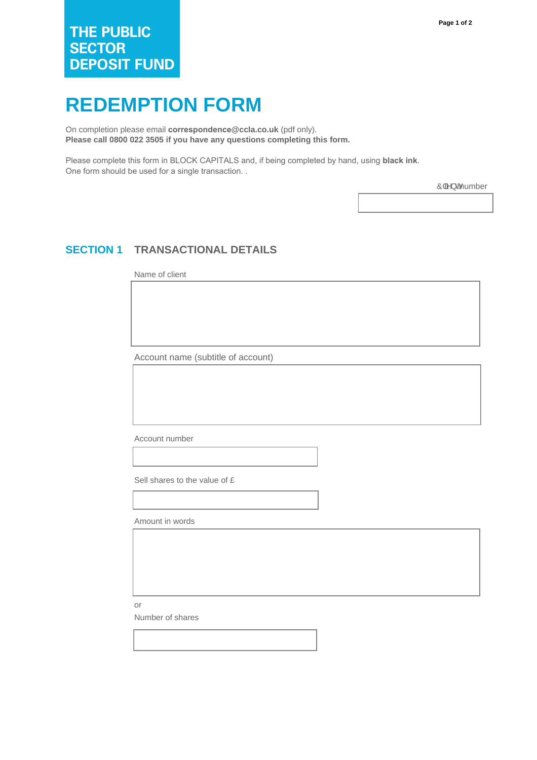THE PUBLIC SECTOR DEPOSIT FUND

# REDEMPTION FORM

On completion please email **correspondence@ccla.co.uk** (pdf only).
**Please call 0800 022 3505 if you have any questions completing this form.**

Please complete this form in BLOCK CAPITALS and, if being completed by hand, using **black ink**.
One form should be used for a single transaction. .

Client number

## SECTION 1 TRANSACTIONAL DETAILS

Name of client

Account name (subtitle of account)

Account number

Sell shares to the value of £

Amount in words

or

Number of shares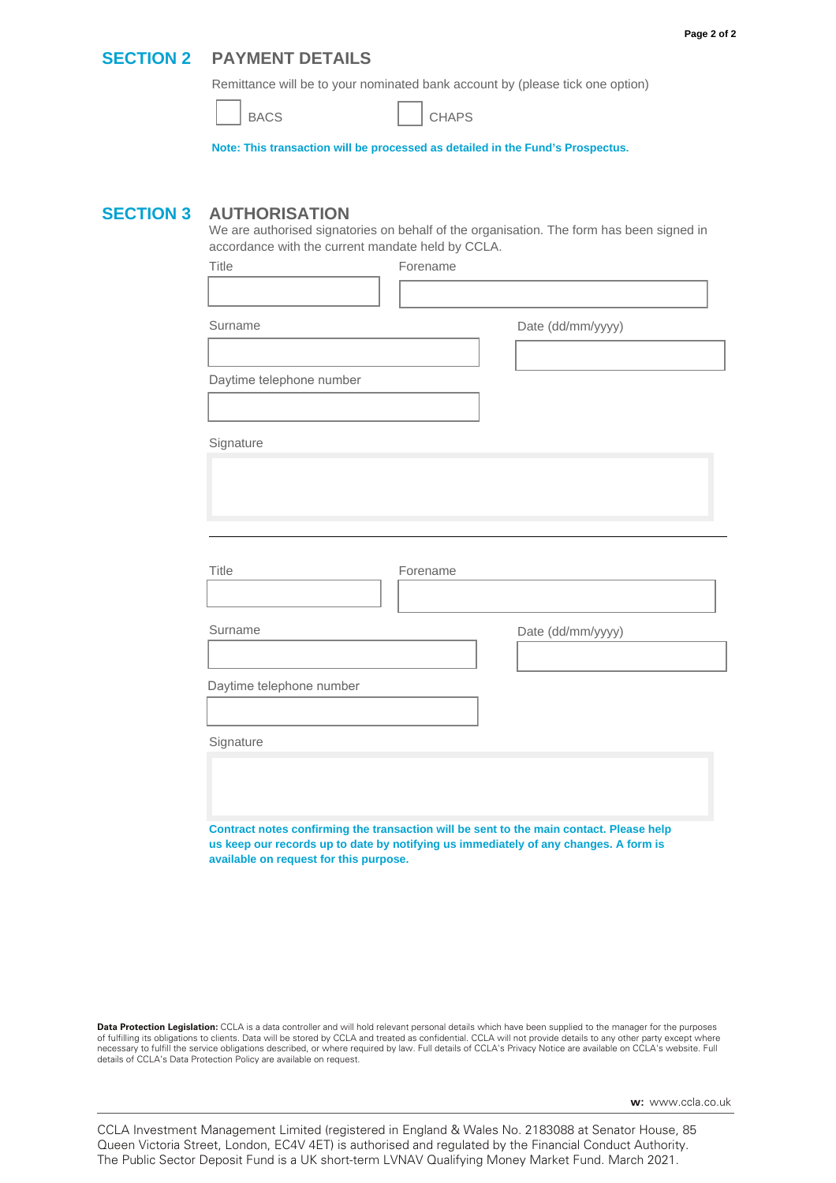## SECTION 2 PAYMENT DETAILS

Remittance will be to your nominated bank account by (please tick one option)

☐ BACS ☐ CHAPS

**Note: This transaction will be processed as detailed in the Fund's Prospectus.**

## SECTION 3 AUTHORISATION

We are authorised signatories on behalf of the organisation. The form has been signed in accordance with the current mandate held by CCLA.

Title

Forename

Surname

Date (dd/mm/yyyy)

Daytime telephone number

Signature

---

Title

Forename

Surname

Date (dd/mm/yyyy)

Daytime telephone number

Signature

**Contract notes confirming the transaction will be sent to the main contact. Please help us keep our records up to date by notifying us immediately of any changes. A form is available on request for this purpose.**

**Data Protection Legislation:** CCLA is a data controller and will hold relevant personal details which have been supplied to the manager for the purposes of fulfilling its obligations to clients. Data will be stored by CCLA and treated as confidential. CCLA will not provide details to any other party except where necessary to fulfill the service obligations described, or where required by law. Full details of CCLA's Privacy Notice are available on CCLA's website. Full details of CCLA's Data Protection Policy are available on request.

**w:** www.ccla.co.uk

CCLA Investment Management Limited (registered in England & Wales No. 2183088 at Senator House, 85 Queen Victoria Street, London, EC4V 4ET) is authorised and regulated by the Financial Conduct Authority. The Public Sector Deposit Fund is a UK short-term LVNAV Qualifying Money Market Fund. March 2021.